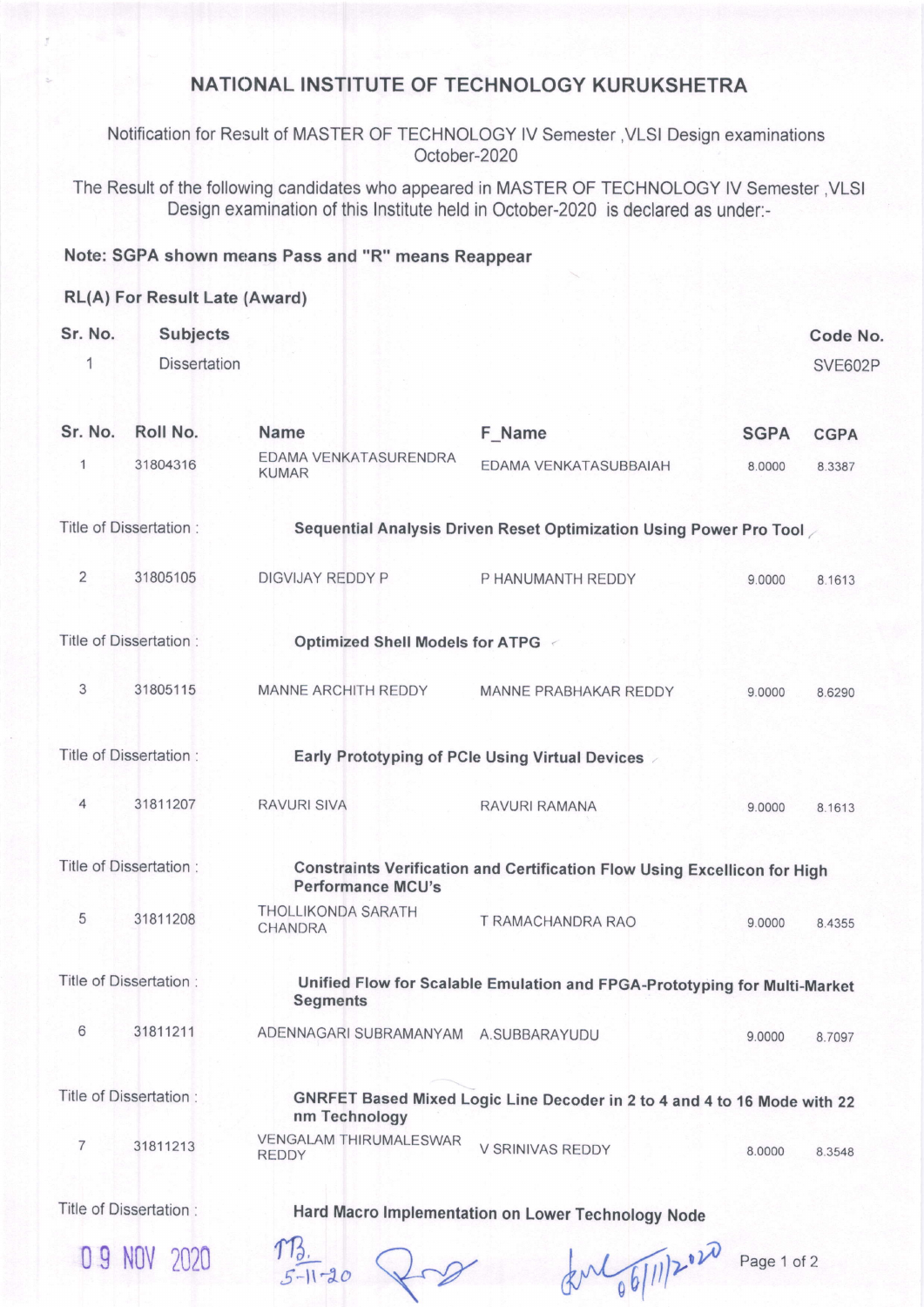# NATIONAL INSTITUTE OF TECHNOLOGY KURUKSHETRA

Notification for Result of MASTER OF TECHNOLOGY IV Semester ,VLSI Design examinations October-2020

The Result of the following candidates who appeared in MASTER OF TECHNOLOGY IV Semester ,VLSI Design examination of this Institute held in October-2020 is declared as under:-

**Note: SGPA shown means Pass and "R" means Reappear**

**RL(A) For Result Late (Award)**

| Sr. No. | Subjects | Code No. |
|---|---|---|
| 1 | Dissertation | SVE602P |

| Sr. No. | Roll No. | Name | F_Name | SGPA | CGPA |
|---|---|---|---|---|---|
| 1 | 31804316 | EDAMA VENKATASURENDRA KUMAR | EDAMA VENKATASUBBAIAH | 8.0000 | 8.3387 |
| Title of Dissertation : | | **Sequential Analysis Driven Reset Optimization Using Power Pro Tool** | | | |
| 2 | 31805105 | DIGVIJAY REDDY P | P HANUMANTH REDDY | 9.0000 | 8.1613 |
| Title of Dissertation : | | **Optimized Shell Models for ATPG** | | | |
| 3 | 31805115 | MANNE ARCHITH REDDY | MANNE PRABHAKAR REDDY | 9.0000 | 8.6290 |
| Title of Dissertation : | | **Early Prototyping of PCIe Using Virtual Devices** | | | |
| 4 | 31811207 | RAVURI SIVA | RAVURI RAMANA | 9.0000 | 8.1613 |
| Title of Dissertation : | | **Constraints Verification and Certification Flow Using Excellicon for High Performance MCU's** | | | |
| 5 | 31811208 | THOLLIKONDA SARATH CHANDRA | T RAMACHANDRA RAO | 9.0000 | 8.4355 |
| Title of Dissertation : | | **Unified Flow for Scalable Emulation and FPGA-Prototyping for Multi-Market Segments** | | | |
| 6 | 31811211 | ADENNAGARI SUBRAMANYAM | A.SUBBARAYUDU | 9.0000 | 8.7097 |
| Title of Dissertation : | | **GNRFET Based Mixed Logic Line Decoder in 2 to 4 and 4 to 16 Mode with 22 nm Technology** | | | |
| 7 | 31811213 | VENGALAM THIRUMALESWAR REDDY | V SRINIVAS REDDY | 8.0000 | 8.3548 |
| Title of Dissertation : | | **Hard Macro Implementation on Lower Technology Node** | | | |

09 NOV 2020

MB. 5-11-20

06/11/2020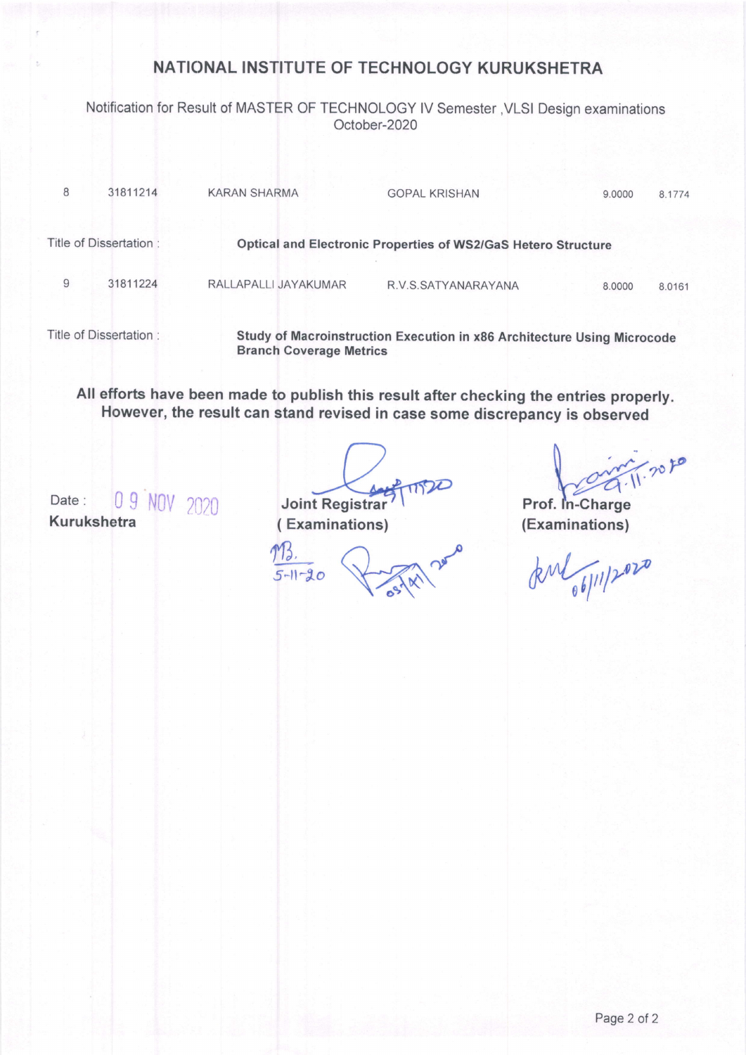# NATIONAL INSTITUTE OF TECHNOLOGY KURUKSHETRA

Notification for Result of MASTER OF TECHNOLOGY IV Semester ,VLSI Design examinations October-2020

| | | | | | |
|---|---|---|---|---|---|
| 8 | 31811214 | KARAN SHARMA | GOPAL KRISHAN | 9.0000 | 8.1774 |

Title of Dissertation : **Optical and Electronic Properties of WS2/GaS Hetero Structure**

| | | | | | |
|---|---|---|---|---|---|
| 9 | 31811224 | RALLAPALLI JAYAKUMAR | R.V.S.SATYANARAYANA | 8.0000 | 8.0161 |

Title of Dissertation : **Study of Macroinstruction Execution in x86 Architecture Using Microcode Branch Coverage Metrics**

**All efforts have been made to publish this result after checking the entries properly. However, the result can stand revised in case some discrepancy is observed**

Date : 09 NOV 2020

**Kurukshetra**

**Joint Registrar**
**( Examinations)**

**Prof. In-Charge**
**(Examinations)**